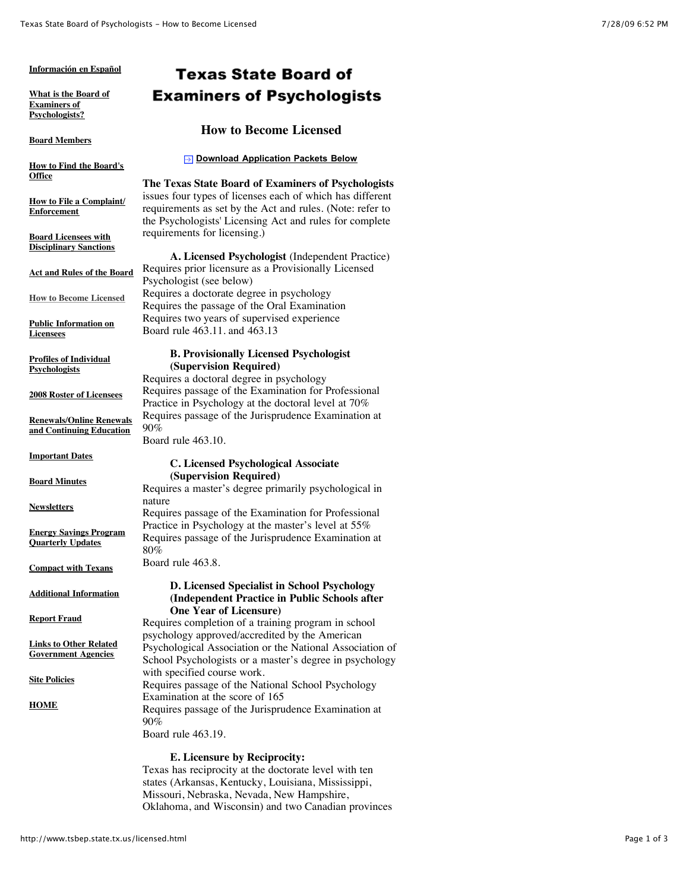**Información en Español**

**What is the Board of Examiners of Psychologists?**

**Board Members**

**How to Find the Board's Office**

**How to File a Complaint/ Enforcement**

**Board Licensees with Disciplinary Sanctions**

**Act and Rules of the Board**

**How to Become Licensed**

**Public Information on Licensees**

**Profiles of Individual Psychologists**

**2008 Roster of Licensees**

**Renewals/Online Renewals and Continuing Education**

**Important Dates**

**Board Minutes**

**Newsletters**

**Energy Savings Program Quarterly Updates**

**Compact with Texans**

**Additional Information**

**Report Fraud**

**Links to Other Related Government Agencies**

**Site Policies**

**HOME**

# Texas State Board of Examiners of Psychologists

## How to Become Licensed

**Download Application Packets Below**

**The Texas State Board of Examiners of Psychologists** issues four types of licenses each of which has different requirements as set by the Act and rules. (Note: refer to the Psychologists' Licensing Act and rules for complete requirements for licensing.)

**A. Licensed Psychologist** (Independent Practice)
Requires prior licensure as a Provisionally Licensed Psychologist (see below)
Requires a doctorate degree in psychology
Requires the passage of the Oral Examination
Requires two years of supervised experience
Board rule 463.11. and 463.13

**B. Provisionally Licensed Psychologist (Supervision Required)**
Requires a doctoral degree in psychology
Requires passage of the Examination for Professional Practice in Psychology at the doctoral level at 70%
Requires passage of the Jurisprudence Examination at 90%
Board rule 463.10.

**C. Licensed Psychological Associate (Supervision Required)**
Requires a master's degree primarily psychological in nature
Requires passage of the Examination for Professional Practice in Psychology at the master's level at 55%
Requires passage of the Jurisprudence Examination at 80%
Board rule 463.8.

**D. Licensed Specialist in School Psychology (Independent Practice in Public Schools after One Year of Licensure)**
Requires completion of a training program in school psychology approved/accredited by the American Psychological Association or the National Association of School Psychologists or a master's degree in psychology with specified course work.
Requires passage of the National School Psychology Examination at the score of 165
Requires passage of the Jurisprudence Examination at 90%
Board rule 463.19.

**E. Licensure by Reciprocity:**
Texas has reciprocity at the doctorate level with ten states (Arkansas, Kentucky, Louisiana, Mississippi, Missouri, Nebraska, Nevada, New Hampshire, Oklahoma, and Wisconsin) and two Canadian provinces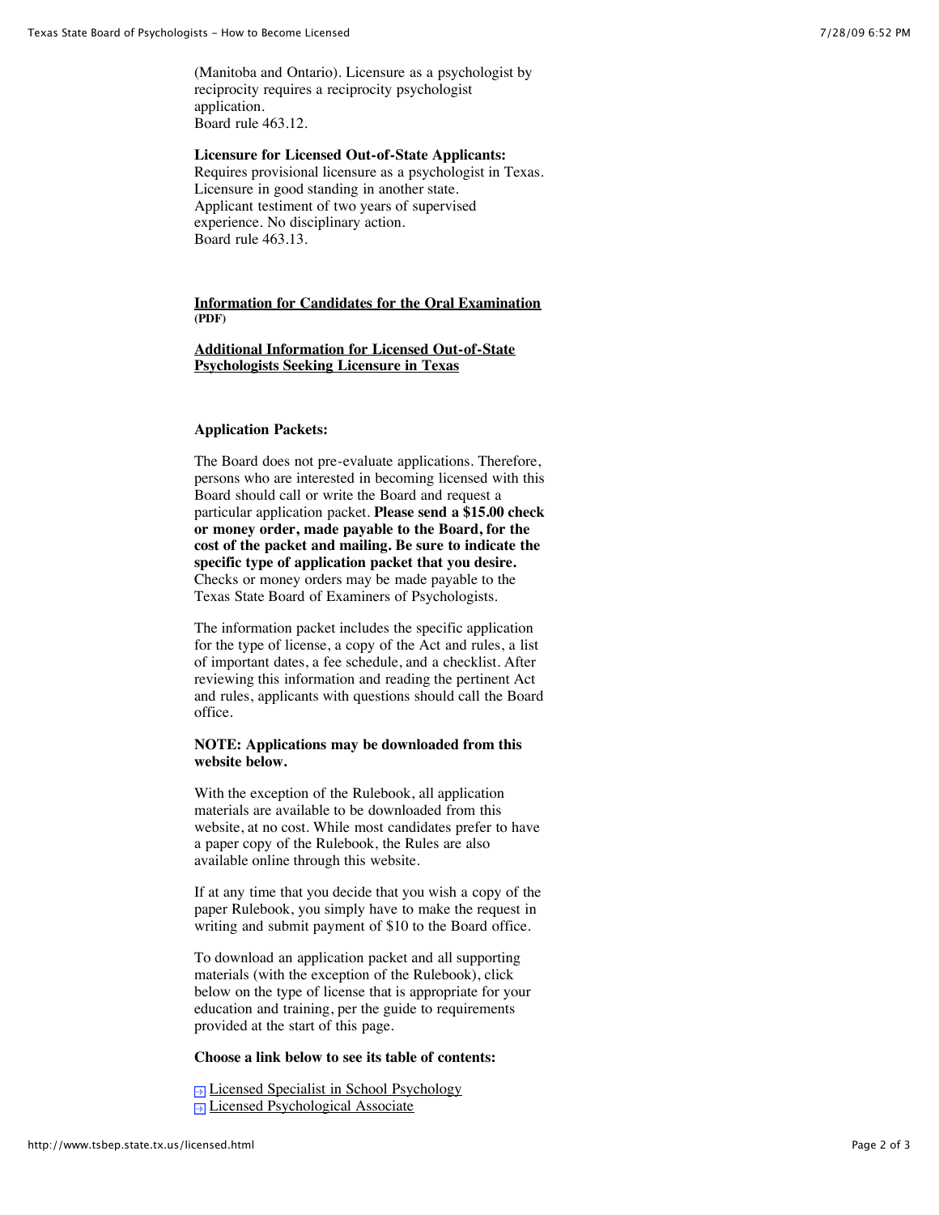(Manitoba and Ontario). Licensure as a psychologist by reciprocity requires a reciprocity psychologist application.
Board rule 463.12.

**Licensure for Licensed Out-of-State Applicants:**
Requires provisional licensure as a psychologist in Texas. Licensure in good standing in another state. Applicant testiment of two years of supervised experience. No disciplinary action.
Board rule 463.13.

**Information for Candidates for the Oral Examination** **(PDF)**

**Additional Information for Licensed Out-of-State Psychologists Seeking Licensure in Texas**

**Application Packets:**

The Board does not pre-evaluate applications. Therefore, persons who are interested in becoming licensed with this Board should call or write the Board and request a particular application packet. **Please send a $15.00 check or money order, made payable to the Board, for the cost of the packet and mailing. Be sure to indicate the specific type of application packet that you desire.** Checks or money orders may be made payable to the Texas State Board of Examiners of Psychologists.

The information packet includes the specific application for the type of license, a copy of the Act and rules, a list of important dates, a fee schedule, and a checklist. After reviewing this information and reading the pertinent Act and rules, applicants with questions should call the Board office.

**NOTE: Applications may be downloaded from this website below.**

With the exception of the Rulebook, all application materials are available to be downloaded from this website, at no cost. While most candidates prefer to have a paper copy of the Rulebook, the Rules are also available online through this website.

If at any time that you decide that you wish a copy of the paper Rulebook, you simply have to make the request in writing and submit payment of $10 to the Board office.

To download an application packet and all supporting materials (with the exception of the Rulebook), click below on the type of license that is appropriate for your education and training, per the guide to requirements provided at the start of this page.

**Choose a link below to see its table of contents:**

- Licensed Specialist in School Psychology
- Licensed Psychological Associate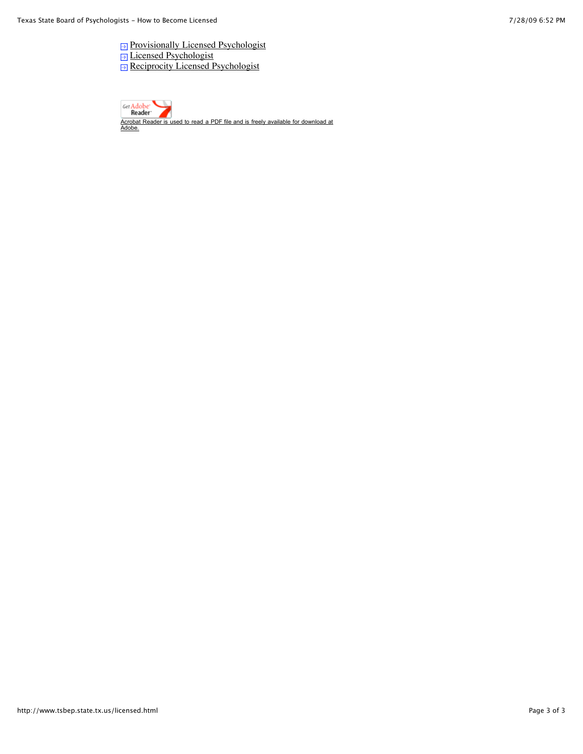- Provisionally Licensed Psychologist
- Licensed Psychologist
- Reciprocity Licensed Psychologist

Get Adobe Reader

Acrobat Reader is used to read a PDF file and is freely available for download at Adobe.